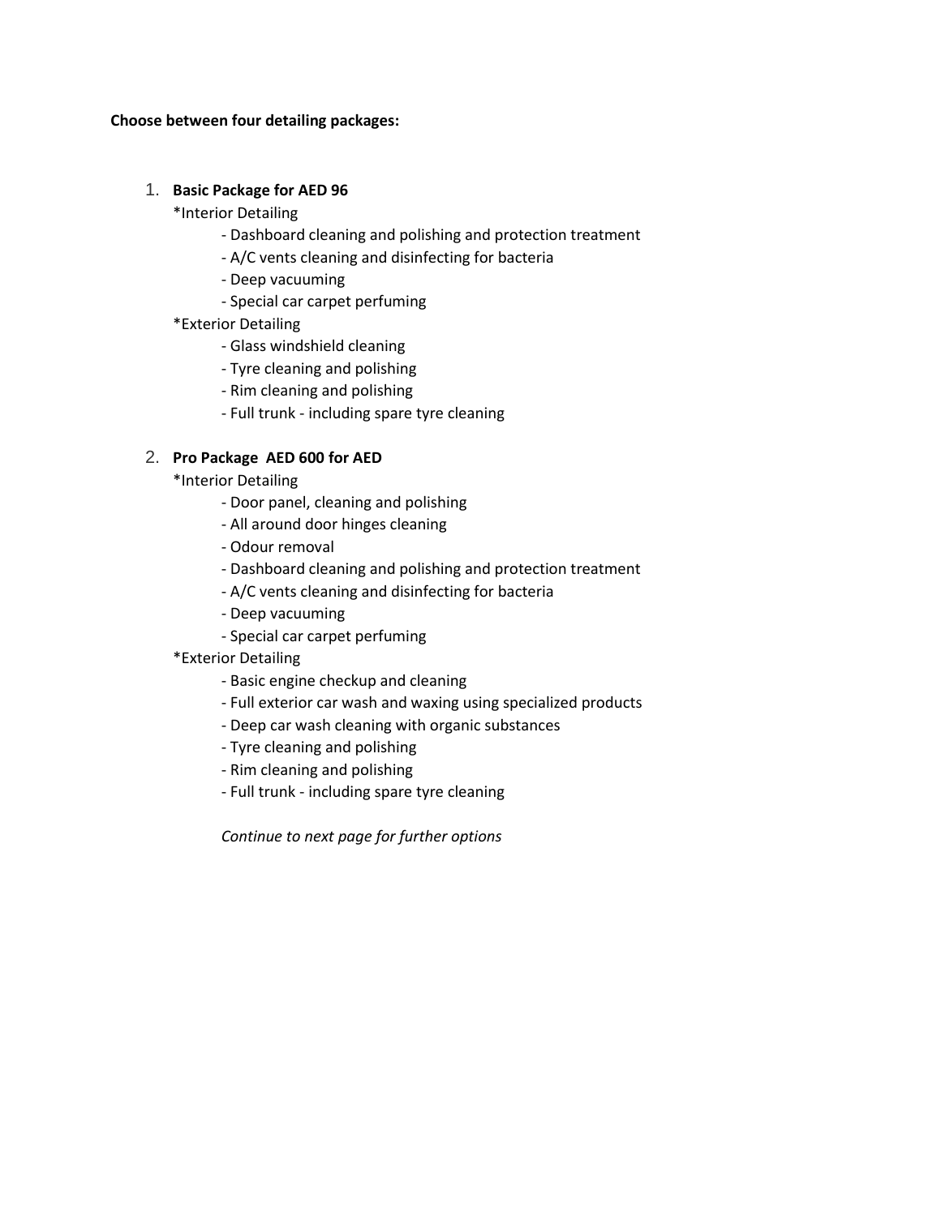**Choose between four detailing packages:**

1. **Basic Package for AED 96**

   *Interior Detailing

   - Dashboard cleaning and polishing and protection treatment
   - A/C vents cleaning and disinfecting for bacteria
   - Deep vacuuming
   - Special car carpet perfuming

   *Exterior Detailing

   - Glass windshield cleaning
   - Tyre cleaning and polishing
   - Rim cleaning and polishing
   - Full trunk - including spare tyre cleaning

2. **Pro Package AED 600 for AED**

   *Interior Detailing

   - Door panel, cleaning and polishing
   - All around door hinges cleaning
   - Odour removal
   - Dashboard cleaning and polishing and protection treatment
   - A/C vents cleaning and disinfecting for bacteria
   - Deep vacuuming
   - Special car carpet perfuming

   *Exterior Detailing

   - Basic engine checkup and cleaning
   - Full exterior car wash and waxing using specialized products
   - Deep car wash cleaning with organic substances
   - Tyre cleaning and polishing
   - Rim cleaning and polishing
   - Full trunk - including spare tyre cleaning

   *Continue to next page for further options*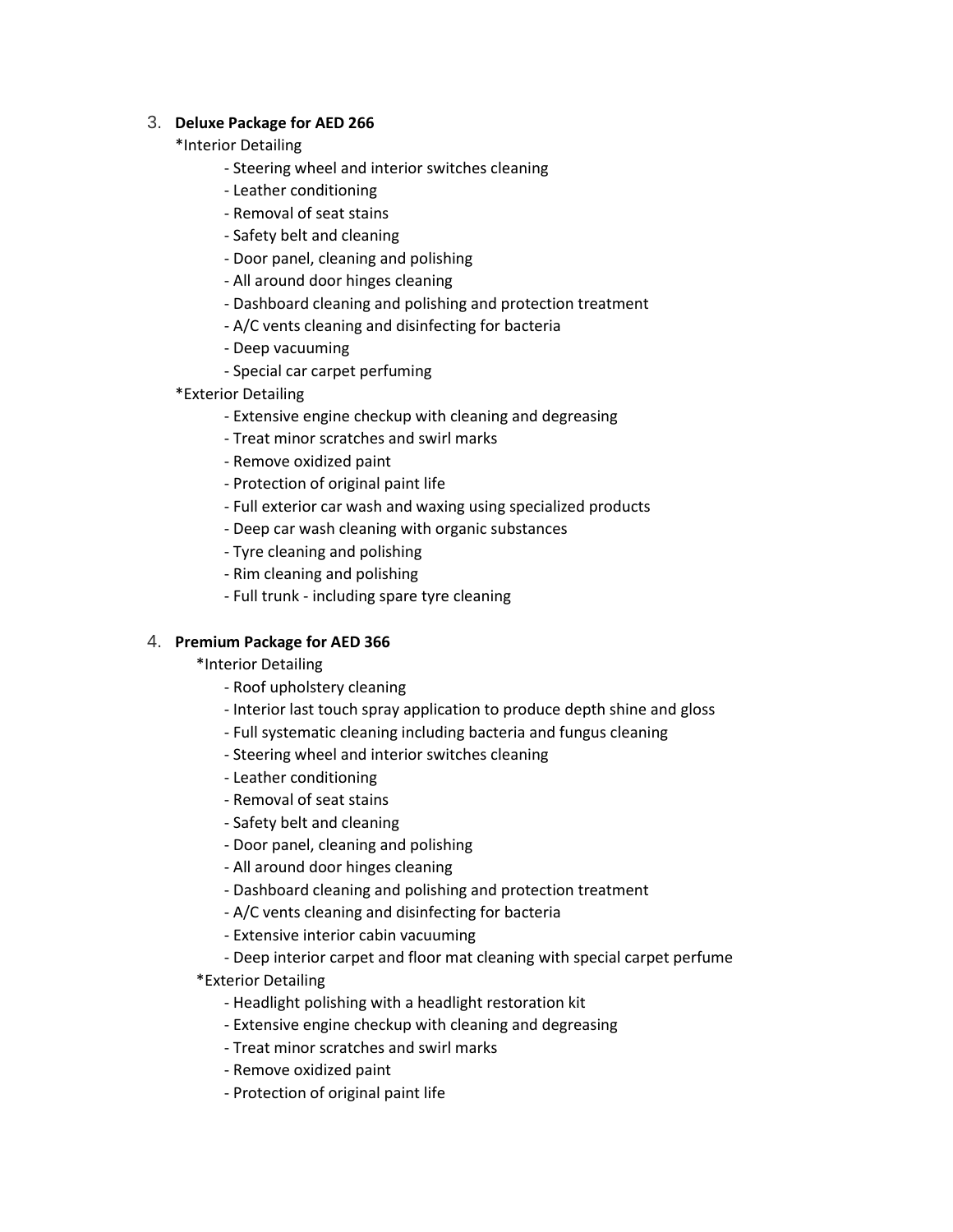3. **Deluxe Package for AED 266**

   *Interior Detailing

   - Steering wheel and interior switches cleaning
   - Leather conditioning
   - Removal of seat stains
   - Safety belt and cleaning
   - Door panel, cleaning and polishing
   - All around door hinges cleaning
   - Dashboard cleaning and polishing and protection treatment
   - A/C vents cleaning and disinfecting for bacteria
   - Deep vacuuming
   - Special car carpet perfuming

   *Exterior Detailing

   - Extensive engine checkup with cleaning and degreasing
   - Treat minor scratches and swirl marks
   - Remove oxidized paint
   - Protection of original paint life
   - Full exterior car wash and waxing using specialized products
   - Deep car wash cleaning with organic substances
   - Tyre cleaning and polishing
   - Rim cleaning and polishing
   - Full trunk - including spare tyre cleaning

4. **Premium Package for AED 366**

   *Interior Detailing

   - Roof upholstery cleaning
   - Interior last touch spray application to produce depth shine and gloss
   - Full systematic cleaning including bacteria and fungus cleaning
   - Steering wheel and interior switches cleaning
   - Leather conditioning
   - Removal of seat stains
   - Safety belt and cleaning
   - Door panel, cleaning and polishing
   - All around door hinges cleaning
   - Dashboard cleaning and polishing and protection treatment
   - A/C vents cleaning and disinfecting for bacteria
   - Extensive interior cabin vacuuming
   - Deep interior carpet and floor mat cleaning with special carpet perfume

   *Exterior Detailing

   - Headlight polishing with a headlight restoration kit
   - Extensive engine checkup with cleaning and degreasing
   - Treat minor scratches and swirl marks
   - Remove oxidized paint
   - Protection of original paint life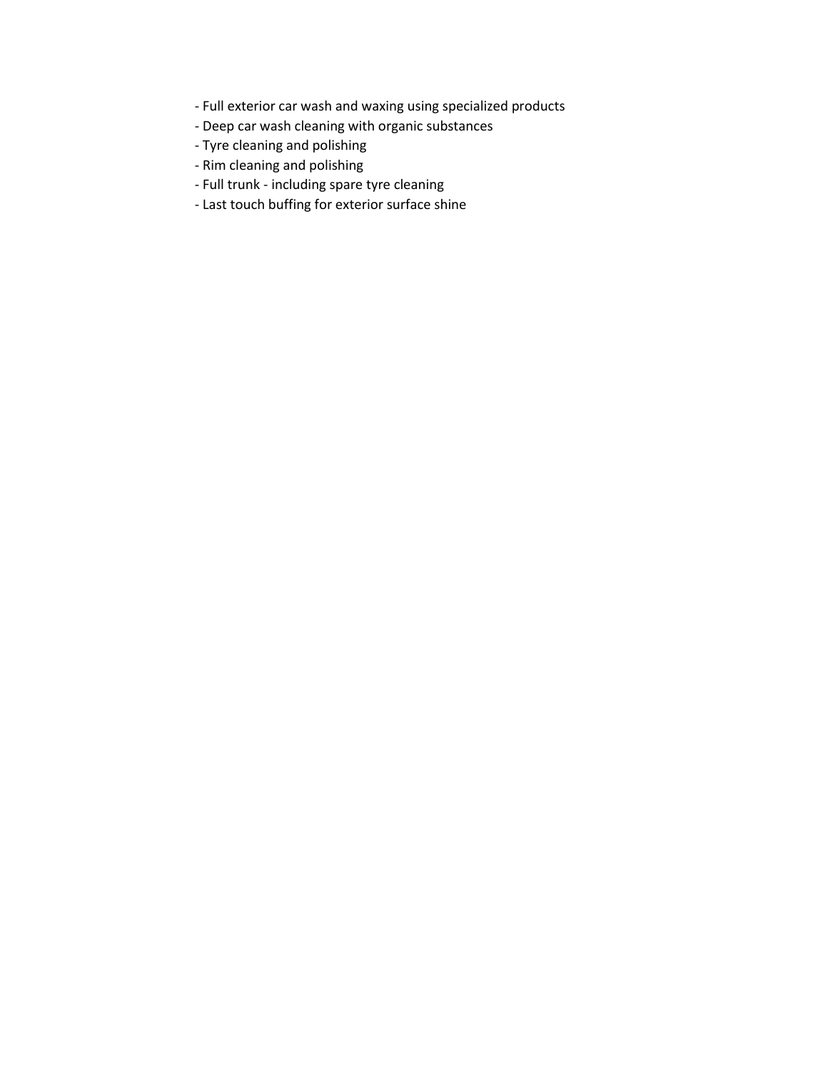- Full exterior car wash and waxing using specialized products
- Deep car wash cleaning with organic substances
- Tyre cleaning and polishing
- Rim cleaning and polishing
- Full trunk - including spare tyre cleaning
- Last touch buffing for exterior surface shine